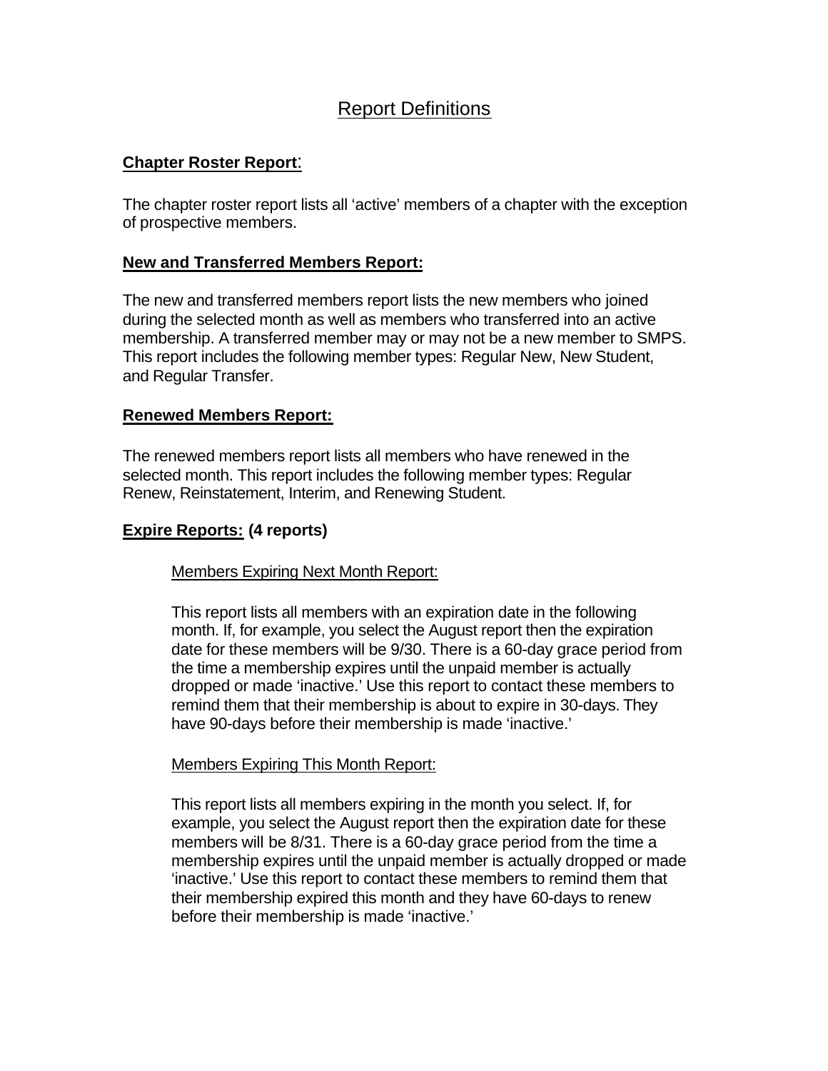# Report Definitions

## Chapter Roster Report:

The chapter roster report lists all 'active' members of a chapter with the exception of prospective members.

## New and Transferred Members Report:

The new and transferred members report lists the new members who joined during the selected month as well as members who transferred into an active membership. A transferred member may or may not be a new member to SMPS. This report includes the following member types: Regular New, New Student, and Regular Transfer.

## Renewed Members Report:

The renewed members report lists all members who have renewed in the selected month. This report includes the following member types: Regular Renew, Reinstatement, Interim, and Renewing Student.

## Expire Reports: (4 reports)

### Members Expiring Next Month Report:

This report lists all members with an expiration date in the following month. If, for example, you select the August report then the expiration date for these members will be 9/30. There is a 60-day grace period from the time a membership expires until the unpaid member is actually dropped or made 'inactive.' Use this report to contact these members to remind them that their membership is about to expire in 30-days. They have 90-days before their membership is made 'inactive.'

### Members Expiring This Month Report:

This report lists all members expiring in the month you select. If, for example, you select the August report then the expiration date for these members will be 8/31. There is a 60-day grace period from the time a membership expires until the unpaid member is actually dropped or made 'inactive.' Use this report to contact these members to remind them that their membership expired this month and they have 60-days to renew before their membership is made 'inactive.'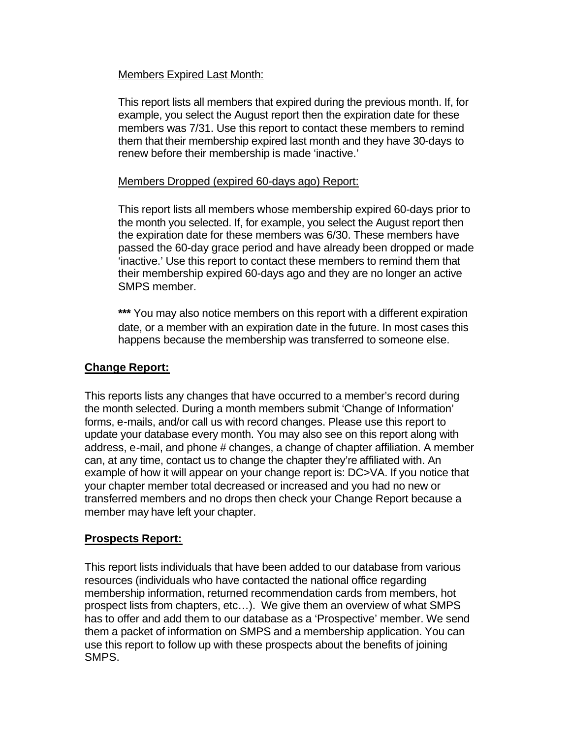Members Expired Last Month:

This report lists all members that expired during the previous month. If, for example, you select the August report then the expiration date for these members was 7/31. Use this report to contact these members to remind them that their membership expired last month and they have 30-days to renew before their membership is made 'inactive.'

Members Dropped (expired 60-days ago) Report:

This report lists all members whose membership expired 60-days prior to the month you selected. If, for example, you select the August report then the expiration date for these members was 6/30. These members have passed the 60-day grace period and have already been dropped or made 'inactive.' Use this report to contact these members to remind them that their membership expired 60-days ago and they are no longer an active SMPS member.

**\*\*\*** You may also notice members on this report with a different expiration date, or a member with an expiration date in the future. In most cases this happens because the membership was transferred to someone else.

## Change Report:

This reports lists any changes that have occurred to a member's record during the month selected. During a month members submit 'Change of Information' forms, e-mails, and/or call us with record changes. Please use this report to update your database every month. You may also see on this report along with address, e-mail, and phone # changes, a change of chapter affiliation. A member can, at any time, contact us to change the chapter they're affiliated with. An example of how it will appear on your change report is: DC>VA. If you notice that your chapter member total decreased or increased and you had no new or transferred members and no drops then check your Change Report because a member may have left your chapter.

## Prospects Report:

This report lists individuals that have been added to our database from various resources (individuals who have contacted the national office regarding membership information, returned recommendation cards from members, hot prospect lists from chapters, etc…). We give them an overview of what SMPS has to offer and add them to our database as a 'Prospective' member. We send them a packet of information on SMPS and a membership application. You can use this report to follow up with these prospects about the benefits of joining SMPS.